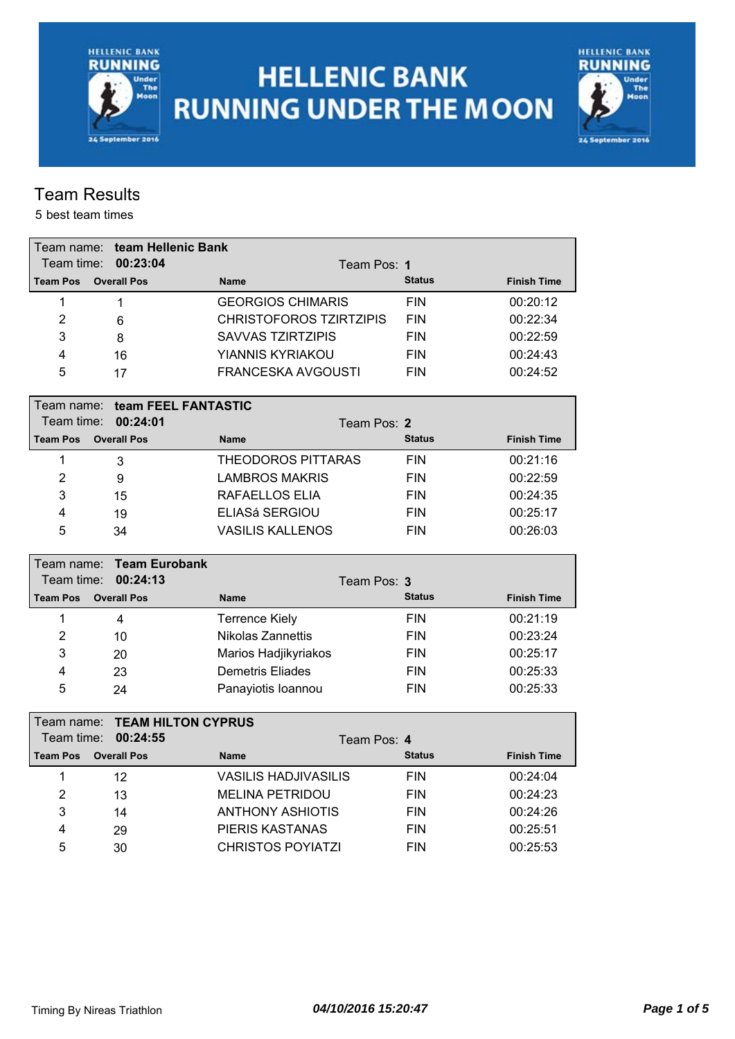# HELLENIC BANK RUNNING UNDER THE MOON

## Team Results

5 best team times

Team name: **team Hellenic Bank**
Team time: **00:23:04** Team Pos: **1**

| Team Pos | Overall Pos | Name | Status | Finish Time |
|---|---|---|---|---|
| 1 | 1 | GEORGIOS CHIMARIS | FIN | 00:20:12 |
| 2 | 6 | CHRISTOFOROS TZIRTZIPIS | FIN | 00:22:34 |
| 3 | 8 | SAVVAS TZIRTZIPIS | FIN | 00:22:59 |
| 4 | 16 | YIANNIS KYRIAKOU | FIN | 00:24:43 |
| 5 | 17 | FRANCESKA AVGOUSTI | FIN | 00:24:52 |

Team name: **team FEEL FANTASTIC**
Team time: **00:24:01** Team Pos: **2**

| Team Pos | Overall Pos | Name | Status | Finish Time |
|---|---|---|---|---|
| 1 | 3 | THEODOROS PITTARAS | FIN | 00:21:16 |
| 2 | 9 | LAMBROS MAKRIS | FIN | 00:22:59 |
| 3 | 15 | RAFAELLOS ELIA | FIN | 00:24:35 |
| 4 | 19 | ELIASá SERGIOU | FIN | 00:25:17 |
| 5 | 34 | VASILIS KALLENOS | FIN | 00:26:03 |

Team name: **Team Eurobank**
Team time: **00:24:13** Team Pos: **3**

| Team Pos | Overall Pos | Name | Status | Finish Time |
|---|---|---|---|---|
| 1 | 4 | Terrence Kiely | FIN | 00:21:19 |
| 2 | 10 | Nikolas Zannettis | FIN | 00:23:24 |
| 3 | 20 | Marios Hadjikyriakos | FIN | 00:25:17 |
| 4 | 23 | Demetris Eliades | FIN | 00:25:33 |
| 5 | 24 | Panayiotis Ioannou | FIN | 00:25:33 |

Team name: **TEAM HILTON CYPRUS**
Team time: **00:24:55** Team Pos: **4**

| Team Pos | Overall Pos | Name | Status | Finish Time |
|---|---|---|---|---|
| 1 | 12 | VASILIS HADJIVASILIS | FIN | 00:24:04 |
| 2 | 13 | MELINA PETRIDOU | FIN | 00:24:23 |
| 3 | 14 | ANTHONY ASHIOTIS | FIN | 00:24:26 |
| 4 | 29 | PIERIS KASTANAS | FIN | 00:25:51 |
| 5 | 30 | CHRISTOS POYIATZI | FIN | 00:25:53 |

Timing By Nireas Triathlon *04/10/2016 15:20:47*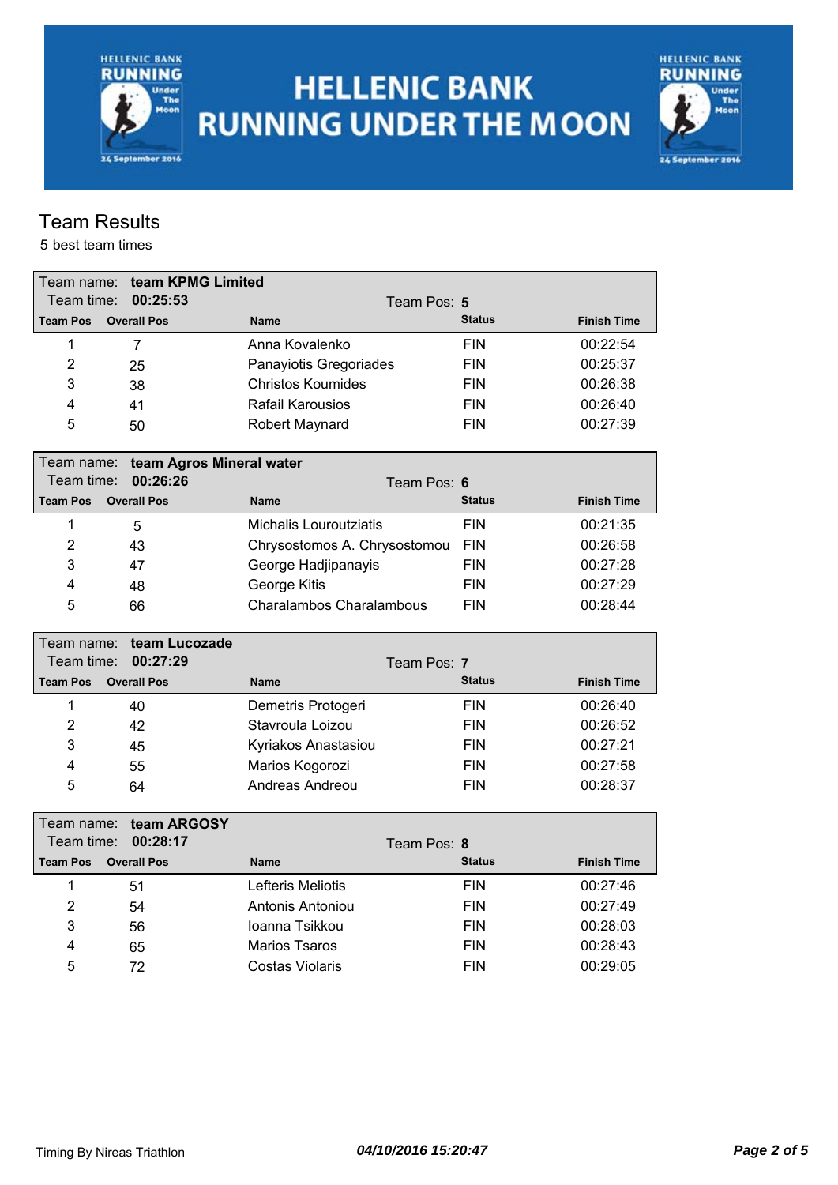# HELLENIC BANK RUNNING UNDER THE MOON

## Team Results

5 best team times

**Team name: team KPMG Limited**
Team time: **00:25:53** — Team Pos: **5**

| Team Pos | Overall Pos | Name | Status | Finish Time |
|---|---|---|---|---|
| 1 | 7 | Anna Kovalenko | FIN | 00:22:54 |
| 2 | 25 | Panayiotis Gregoriades | FIN | 00:25:37 |
| 3 | 38 | Christos Koumides | FIN | 00:26:38 |
| 4 | 41 | Rafail Karousios | FIN | 00:26:40 |
| 5 | 50 | Robert Maynard | FIN | 00:27:39 |

**Team name: team Agros Mineral water**
Team time: **00:26:26** — Team Pos: **6**

| Team Pos | Overall Pos | Name | Status | Finish Time |
|---|---|---|---|---|
| 1 | 5 | Michalis Louroutziatis | FIN | 00:21:35 |
| 2 | 43 | Chrysostomos A. Chrysostomou | FIN | 00:26:58 |
| 3 | 47 | George Hadjipanayis | FIN | 00:27:28 |
| 4 | 48 | George Kitis | FIN | 00:27:29 |
| 5 | 66 | Charalambos Charalambous | FIN | 00:28:44 |

**Team name: team Lucozade**
Team time: **00:27:29** — Team Pos: **7**

| Team Pos | Overall Pos | Name | Status | Finish Time |
|---|---|---|---|---|
| 1 | 40 | Demetris Protogeri | FIN | 00:26:40 |
| 2 | 42 | Stavroula Loizou | FIN | 00:26:52 |
| 3 | 45 | Kyriakos Anastasiou | FIN | 00:27:21 |
| 4 | 55 | Marios Kogorozi | FIN | 00:27:58 |
| 5 | 64 | Andreas Andreou | FIN | 00:28:37 |

**Team name: team ARGOSY**
Team time: **00:28:17** — Team Pos: **8**

| Team Pos | Overall Pos | Name | Status | Finish Time |
|---|---|---|---|---|
| 1 | 51 | Lefteris Meliotis | FIN | 00:27:46 |
| 2 | 54 | Antonis Antoniou | FIN | 00:27:49 |
| 3 | 56 | Ioanna Tsikkou | FIN | 00:28:03 |
| 4 | 65 | Marios Tsaros | FIN | 00:28:43 |
| 5 | 72 | Costas Violaris | FIN | 00:29:05 |

Timing By Nireas Triathlon — *04/10/2016 15:20:47*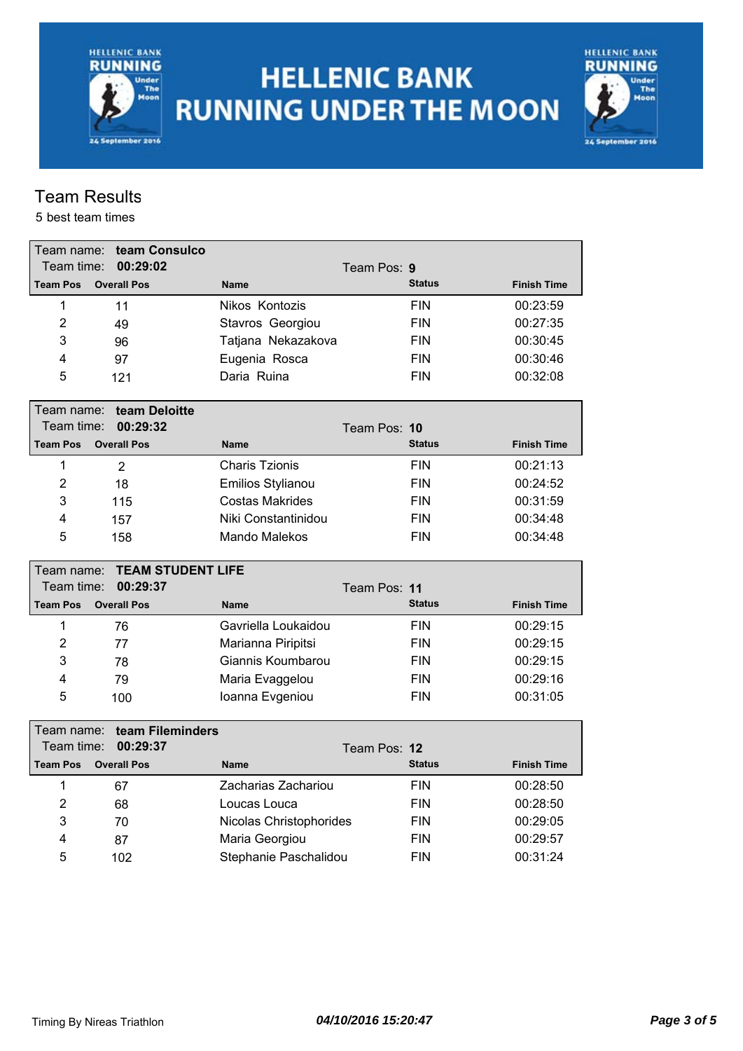# HELLENIC BANK RUNNING UNDER THE MOON

## Team Results

5 best team times

**Team name: team Consulco**
Team time: **00:29:02** — Team Pos: **9**

| Team Pos | Overall Pos | Name | Status | Finish Time |
|---|---|---|---|---|
| 1 | 11 | Nikos Kontozis | FIN | 00:23:59 |
| 2 | 49 | Stavros Georgiou | FIN | 00:27:35 |
| 3 | 96 | Tatjana Nekazakova | FIN | 00:30:45 |
| 4 | 97 | Eugenia Rosca | FIN | 00:30:46 |
| 5 | 121 | Daria Ruina | FIN | 00:32:08 |

**Team name: team Deloitte**
Team time: **00:29:32** — Team Pos: **10**

| Team Pos | Overall Pos | Name | Status | Finish Time |
|---|---|---|---|---|
| 1 | 2 | Charis Tzionis | FIN | 00:21:13 |
| 2 | 18 | Emilios Stylianou | FIN | 00:24:52 |
| 3 | 115 | Costas Makrides | FIN | 00:31:59 |
| 4 | 157 | Niki Constantinidou | FIN | 00:34:48 |
| 5 | 158 | Mando Malekos | FIN | 00:34:48 |

**Team name: TEAM STUDENT LIFE**
Team time: **00:29:37** — Team Pos: **11**

| Team Pos | Overall Pos | Name | Status | Finish Time |
|---|---|---|---|---|
| 1 | 76 | Gavriella Loukaidou | FIN | 00:29:15 |
| 2 | 77 | Marianna Piripitsi | FIN | 00:29:15 |
| 3 | 78 | Giannis Koumbarou | FIN | 00:29:15 |
| 4 | 79 | Maria Evaggelou | FIN | 00:29:16 |
| 5 | 100 | Ioanna Evgeniou | FIN | 00:31:05 |

**Team name: team Fileminders**
Team time: **00:29:37** — Team Pos: **12**

| Team Pos | Overall Pos | Name | Status | Finish Time |
|---|---|---|---|---|
| 1 | 67 | Zacharias Zachariou | FIN | 00:28:50 |
| 2 | 68 | Loucas Louca | FIN | 00:28:50 |
| 3 | 70 | Nicolas Christophorides | FIN | 00:29:05 |
| 4 | 87 | Maria Georgiou | FIN | 00:29:57 |
| 5 | 102 | Stephanie Paschalidou | FIN | 00:31:24 |

Timing By Nireas Triathlon — *04/10/2016 15:20:47*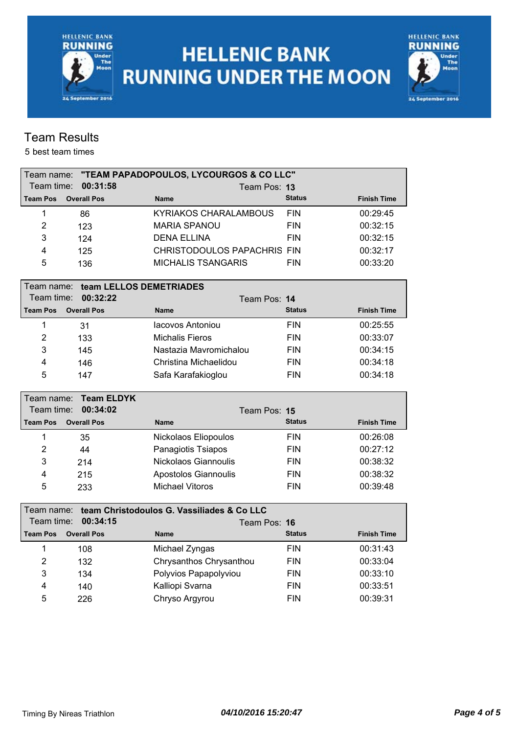# HELLENIC BANK RUNNING UNDER THE MOON

## Team Results

5 best team times

**Team name: "TEAM PAPADOPOULOS, LYCOURGOS & CO LLC"**
Team time: **00:31:58** — Team Pos: **13**

| Team Pos | Overall Pos | Name | Status | Finish Time |
|---|---|---|---|---|
| 1 | 86 | KYRIAKOS CHARALAMBOUS | FIN | 00:29:45 |
| 2 | 123 | MARIA SPANOU | FIN | 00:32:15 |
| 3 | 124 | DENA ELLINA | FIN | 00:32:15 |
| 4 | 125 | CHRISTODOULOS PAPACHRIS | FIN | 00:32:17 |
| 5 | 136 | MICHALIS TSANGARIS | FIN | 00:33:20 |

**Team name: team LELLOS DEMETRIADES**
Team time: **00:32:22** — Team Pos: **14**

| Team Pos | Overall Pos | Name | Status | Finish Time |
|---|---|---|---|---|
| 1 | 31 | Iacovos Antoniou | FIN | 00:25:55 |
| 2 | 133 | Michalis Fieros | FIN | 00:33:07 |
| 3 | 145 | Nastazia Mavromichalou | FIN | 00:34:15 |
| 4 | 146 | Christina Michaelidou | FIN | 00:34:18 |
| 5 | 147 | Safa Karafakioglou | FIN | 00:34:18 |

**Team name: Team ELDYK**
Team time: **00:34:02** — Team Pos: **15**

| Team Pos | Overall Pos | Name | Status | Finish Time |
|---|---|---|---|---|
| 1 | 35 | Nickolaos Eliopoulos | FIN | 00:26:08 |
| 2 | 44 | Panagiotis Tsiapos | FIN | 00:27:12 |
| 3 | 214 | Nickolaos Giannoulis | FIN | 00:38:32 |
| 4 | 215 | Apostolos Giannoulis | FIN | 00:38:32 |
| 5 | 233 | Michael Vitoros | FIN | 00:39:48 |

**Team name: team Christodoulos G. Vassiliades & Co LLC**
Team time: **00:34:15** — Team Pos: **16**

| Team Pos | Overall Pos | Name | Status | Finish Time |
|---|---|---|---|---|
| 1 | 108 | Michael Zyngas | FIN | 00:31:43 |
| 2 | 132 | Chrysanthos Chrysanthou | FIN | 00:33:04 |
| 3 | 134 | Polyvios Papapolyviou | FIN | 00:33:10 |
| 4 | 140 | Kalliopi Svarna | FIN | 00:33:51 |
| 5 | 226 | Chryso Argyrou | FIN | 00:39:31 |

Timing By Nireas Triathlon — *04/10/2016 15:20:47*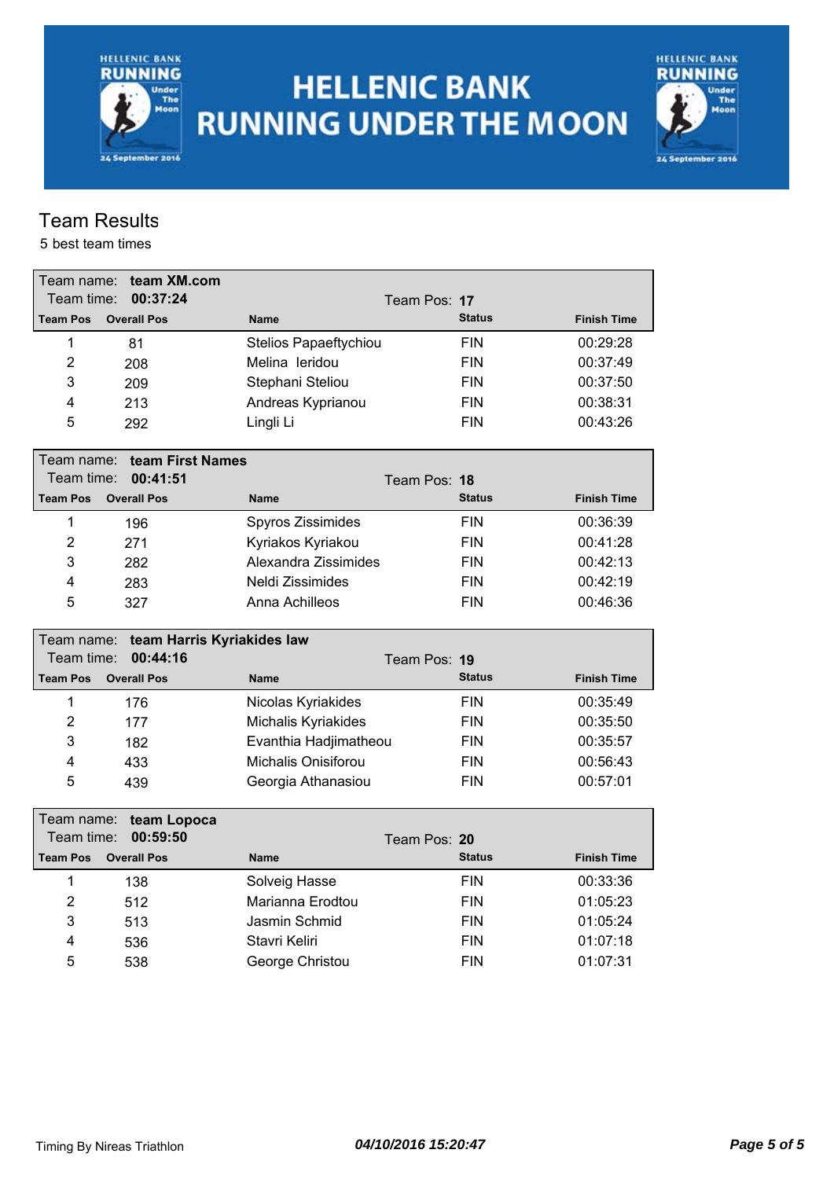# HELLENIC BANK RUNNING UNDER THE MOON

## Team Results

5 best team times

**Team name: team XM.com**
Team time: **00:37:24** — Team Pos: **17**

| Team Pos | Overall Pos | Name | Status | Finish Time |
|---|---|---|---|---|
| 1 | 81 | Stelios Papaeftychiou | FIN | 00:29:28 |
| 2 | 208 | Melina Ieridou | FIN | 00:37:49 |
| 3 | 209 | Stephani Steliou | FIN | 00:37:50 |
| 4 | 213 | Andreas Kyprianou | FIN | 00:38:31 |
| 5 | 292 | Lingli Li | FIN | 00:43:26 |

**Team name: team First Names**
Team time: **00:41:51** — Team Pos: **18**

| Team Pos | Overall Pos | Name | Status | Finish Time |
|---|---|---|---|---|
| 1 | 196 | Spyros Zissimides | FIN | 00:36:39 |
| 2 | 271 | Kyriakos Kyriakou | FIN | 00:41:28 |
| 3 | 282 | Alexandra Zissimides | FIN | 00:42:13 |
| 4 | 283 | Neldi Zissimides | FIN | 00:42:19 |
| 5 | 327 | Anna Achilleos | FIN | 00:46:36 |

**Team name: team Harris Kyriakides law**
Team time: **00:44:16** — Team Pos: **19**

| Team Pos | Overall Pos | Name | Status | Finish Time |
|---|---|---|---|---|
| 1 | 176 | Nicolas Kyriakides | FIN | 00:35:49 |
| 2 | 177 | Michalis Kyriakides | FIN | 00:35:50 |
| 3 | 182 | Evanthia Hadjimatheou | FIN | 00:35:57 |
| 4 | 433 | Michalis Onisiforou | FIN | 00:56:43 |
| 5 | 439 | Georgia Athanasiou | FIN | 00:57:01 |

**Team name: team Lopoca**
Team time: **00:59:50** — Team Pos: **20**

| Team Pos | Overall Pos | Name | Status | Finish Time |
|---|---|---|---|---|
| 1 | 138 | Solveig Hasse | FIN | 00:33:36 |
| 2 | 512 | Marianna Erodtou | FIN | 01:05:23 |
| 3 | 513 | Jasmin Schmid | FIN | 01:05:24 |
| 4 | 536 | Stavri Keliri | FIN | 01:07:18 |
| 5 | 538 | George Christou | FIN | 01:07:31 |

Timing By Nireas Triathlon — *04/10/2016 15:20:47*